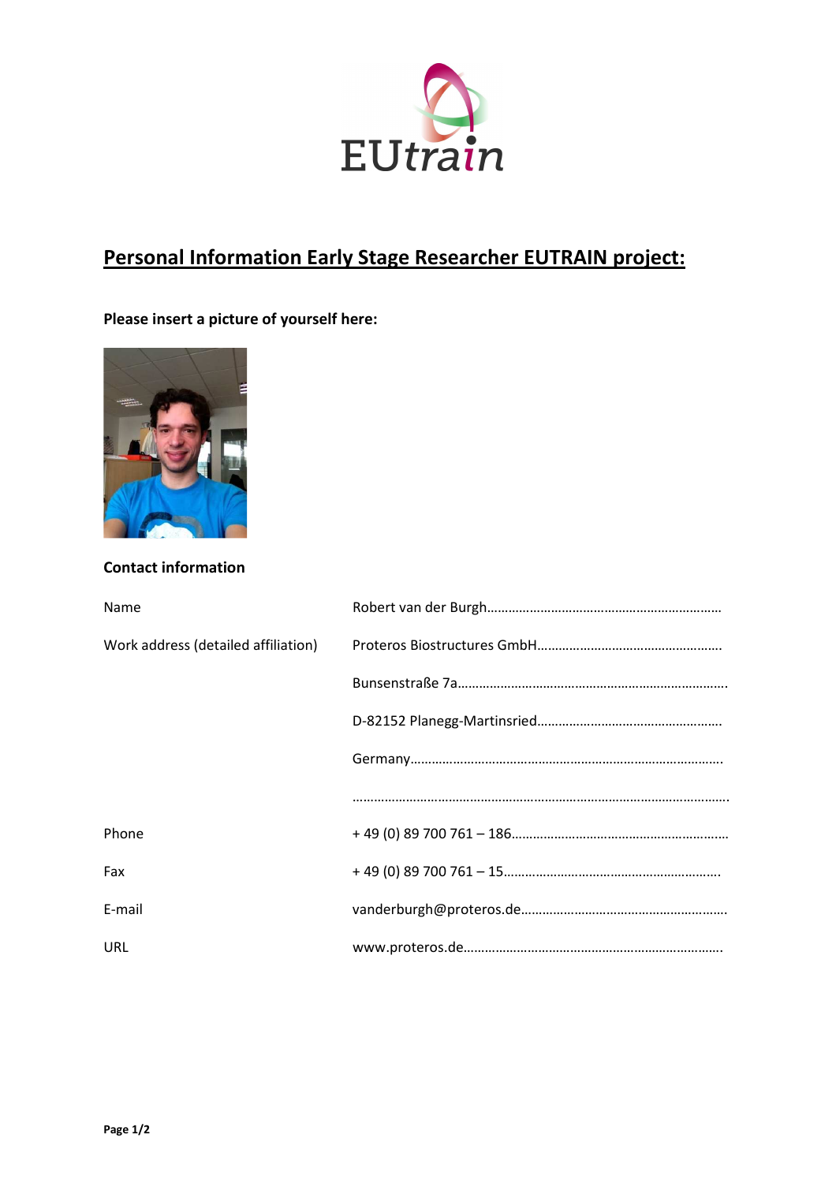# Personal Information Early Stage Researcher EUTRAIN project:

**Please insert a picture of yourself here:**

**Contact information**

| | |
|---|---|
| Name | Robert van der Burgh…………………………………………………… |
| Work address (detailed affiliation) | Proteros Biostructures GmbH…………………………………………… |
| | Bunsenstraße 7a…………………………………………………………… |
| | D-82152 Planegg-Martinsried…………………………………………… |
| | Germany…………………………………………………………………… |
| | ……………………………………………………………………………… |
| Phone | + 49 (0) 89 700 761 – 186…………………………………………………… |
| Fax | + 49 (0) 89 700 761 – 15…………………………………………………… |
| E-mail | vanderburgh@proteros.de………………………………………………… |
| URL | www.proteros.de…………………………………………………………… |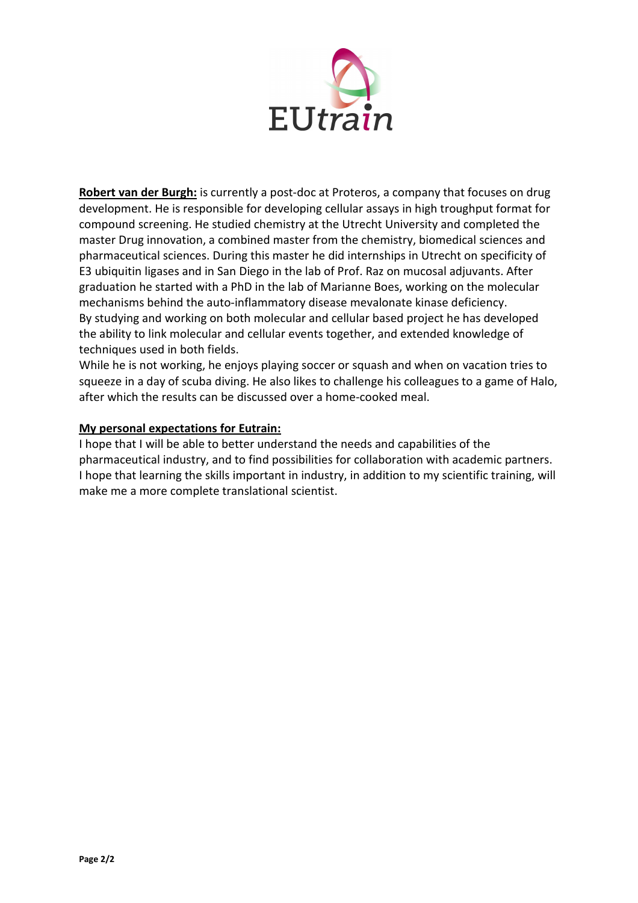EUtrain

**Robert van der Burgh:** is currently a post-doc at Proteros, a company that focuses on drug development. He is responsible for developing cellular assays in high troughput format for compound screening. He studied chemistry at the Utrecht University and completed the master Drug innovation, a combined master from the chemistry, biomedical sciences and pharmaceutical sciences. During this master he did internships in Utrecht on specificity of E3 ubiquitin ligases and in San Diego in the lab of Prof. Raz on mucosal adjuvants. After graduation he started with a PhD in the lab of Marianne Boes, working on the molecular mechanisms behind the auto-inflammatory disease mevalonate kinase deficiency.
By studying and working on both molecular and cellular based project he has developed the ability to link molecular and cellular events together, and extended knowledge of techniques used in both fields.
While he is not working, he enjoys playing soccer or squash and when on vacation tries to squeeze in a day of scuba diving. He also likes to challenge his colleagues to a game of Halo, after which the results can be discussed over a home-cooked meal.

**My personal expectations for Eutrain:**

I hope that I will be able to better understand the needs and capabilities of the pharmaceutical industry, and to find possibilities for collaboration with academic partners. I hope that learning the skills important in industry, in addition to my scientific training, will make me a more complete translational scientist.